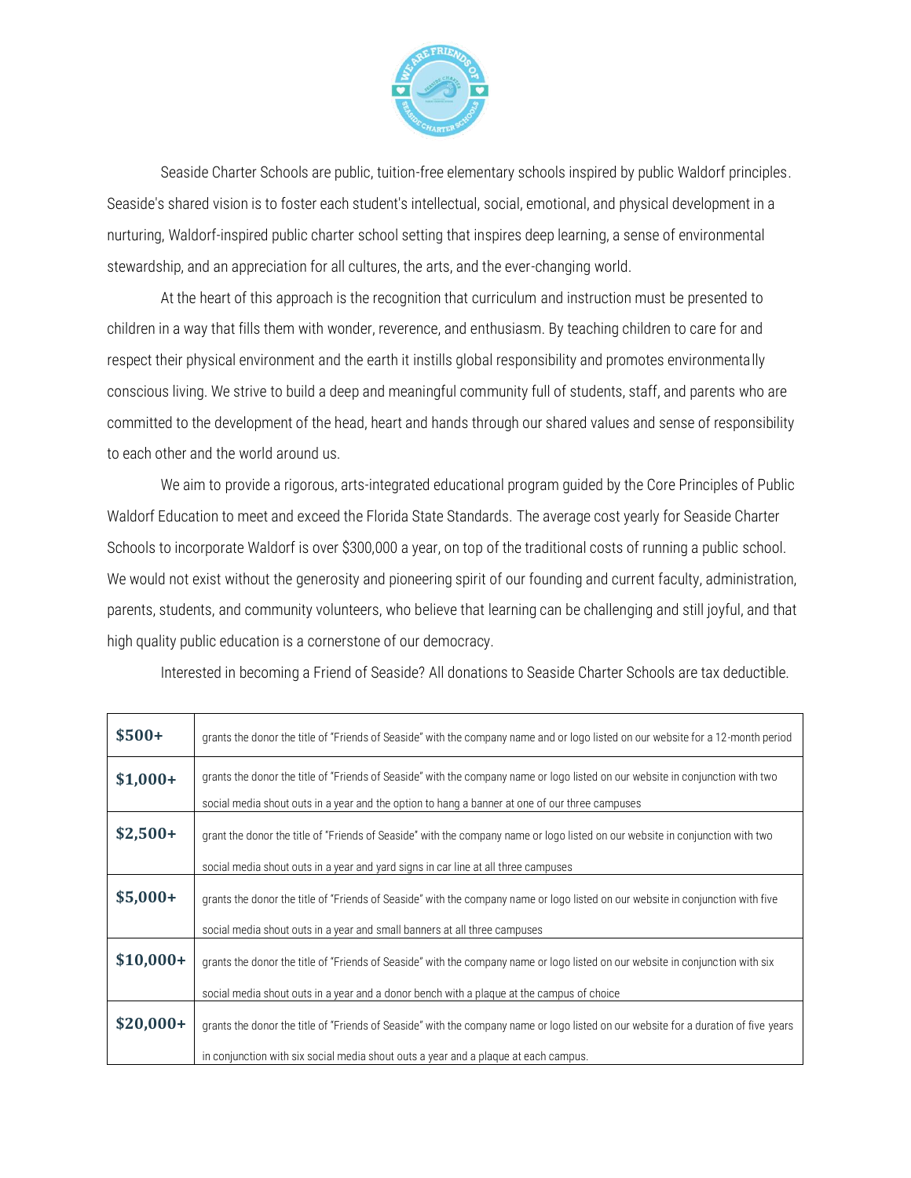Seaside Charter Schools are public, tuition-free elementary schools inspired by public Waldorf principles. Seaside's shared vision is to foster each student's intellectual, social, emotional, and physical development in a nurturing, Waldorf-inspired public charter school setting that inspires deep learning, a sense of environmental stewardship, and an appreciation for all cultures, the arts, and the ever-changing world.

At the heart of this approach is the recognition that curriculum and instruction must be presented to children in a way that fills them with wonder, reverence, and enthusiasm. By teaching children to care for and respect their physical environment and the earth it instills global responsibility and promotes environmentally conscious living. We strive to build a deep and meaningful community full of students, staff, and parents who are committed to the development of the head, heart and hands through our shared values and sense of responsibility to each other and the world around us.

We aim to provide a rigorous, arts-integrated educational program guided by the Core Principles of Public Waldorf Education to meet and exceed the Florida State Standards. The average cost yearly for Seaside Charter Schools to incorporate Waldorf is over $300,000 a year, on top of the traditional costs of running a public school. We would not exist without the generosity and pioneering spirit of our founding and current faculty, administration, parents, students, and community volunteers, who believe that learning can be challenging and still joyful, and that high quality public education is a cornerstone of our democracy.

Interested in becoming a Friend of Seaside? All donations to Seaside Charter Schools are tax deductible.

| | |
|---|---|
| **$500+** | grants the donor the title of "Friends of Seaside" with the company name and or logo listed on our website for a 12-month period |
| **$1,000+** | grants the donor the title of "Friends of Seaside" with the company name or logo listed on our website in conjunction with two social media shout outs in a year and the option to hang a banner at one of our three campuses |
| **$2,500+** | grant the donor the title of "Friends of Seaside" with the company name or logo listed on our website in conjunction with two social media shout outs in a year and yard signs in car line at all three campuses |
| **$5,000+** | grants the donor the title of "Friends of Seaside" with the company name or logo listed on our website in conjunction with five social media shout outs in a year and small banners at all three campuses |
| **$10,000+** | grants the donor the title of "Friends of Seaside" with the company name or logo listed on our website in conjunction with six social media shout outs in a year and a donor bench with a plaque at the campus of choice |
| **$20,000+** | grants the donor the title of "Friends of Seaside" with the company name or logo listed on our website for a duration of five years in conjunction with six social media shout outs a year and a plaque at each campus. |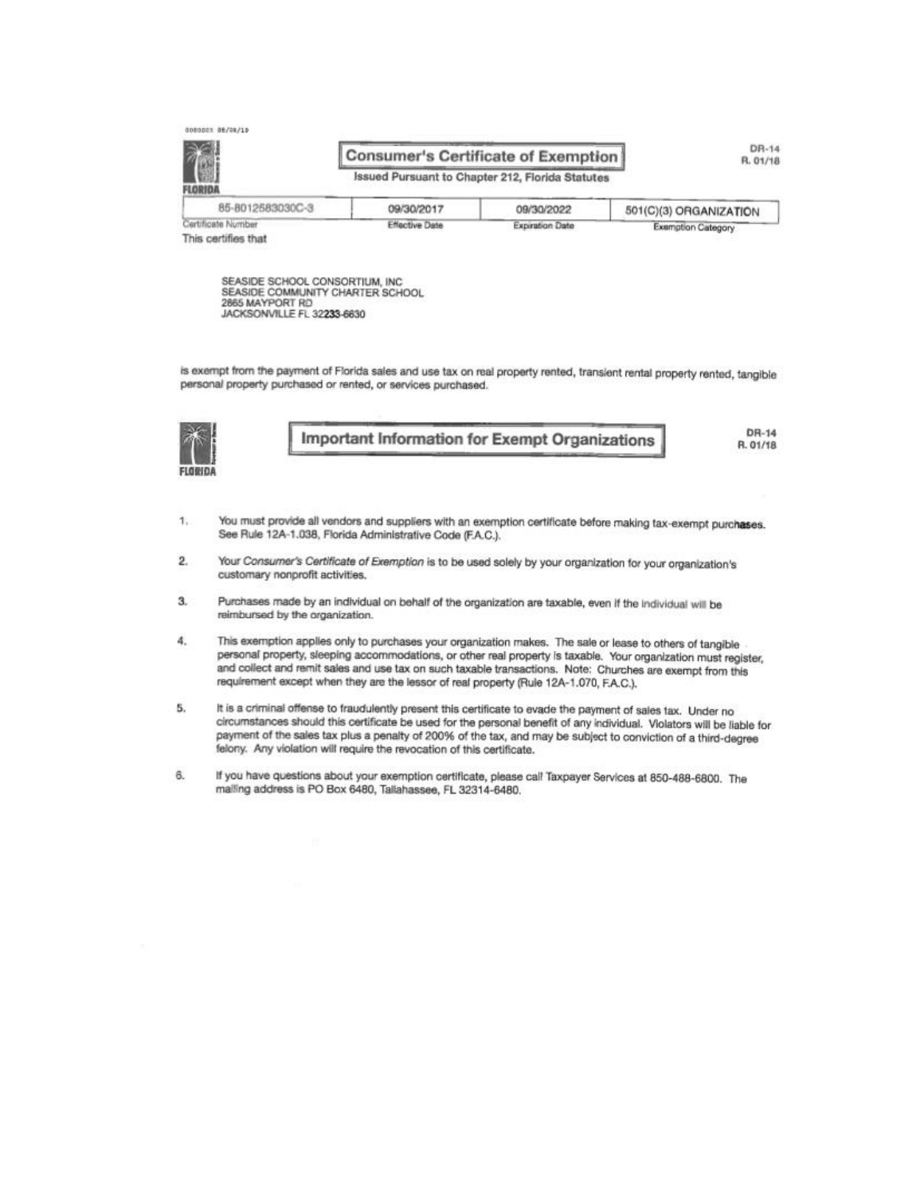0000001 05/08/19

FLORIDA

## Consumer's Certificate of Exemption

Issued Pursuant to Chapter 212, Florida Statutes

DR-14
R. 01/18

| Certificate Number | Effective Date | Expiration Date | Exemption Category |
|---|---|---|---|
| 85-8012583030C-3 | 09/30/2017 | 09/30/2022 | 501(C)(3) ORGANIZATION |

This certifies that

SEASIDE SCHOOL CONSORTIUM, INC
SEASIDE COMMUNITY CHARTER SCHOOL
2865 MAYPORT RD
JACKSONVILLE FL 32233-6630

is exempt from the payment of Florida sales and use tax on real property rented, transient rental property rented, tangible personal property purchased or rented, or services purchased.

FLORIDA

## Important Information for Exempt Organizations

DR-14
R. 01/18

1. You must provide all vendors and suppliers with an exemption certificate before making tax-exempt purchases. See Rule 12A-1.038, Florida Administrative Code (F.A.C.).
2. Your *Consumer's Certificate of Exemption* is to be used solely by your organization for your organization's customary nonprofit activities.
3. Purchases made by an individual on behalf of the organization are taxable, even if the individual will be reimbursed by the organization.
4. This exemption applies only to purchases your organization makes. The sale or lease to others of tangible personal property, sleeping accommodations, or other real property is taxable. Your organization must register, and collect and remit sales and use tax on such taxable transactions. Note: Churches are exempt from this requirement except when they are the lessor of real property (Rule 12A-1.070, F.A.C.).
5. It is a criminal offense to fraudulently present this certificate to evade the payment of sales tax. Under no circumstances should this certificate be used for the personal benefit of any individual. Violators will be liable for payment of the sales tax plus a penalty of 200% of the tax, and may be subject to conviction of a third-degree felony. Any violation will require the revocation of this certificate.
6. If you have questions about your exemption certificate, please call Taxpayer Services at 850-488-6800. The mailing address is PO Box 6480, Tallahassee, FL 32314-6480.